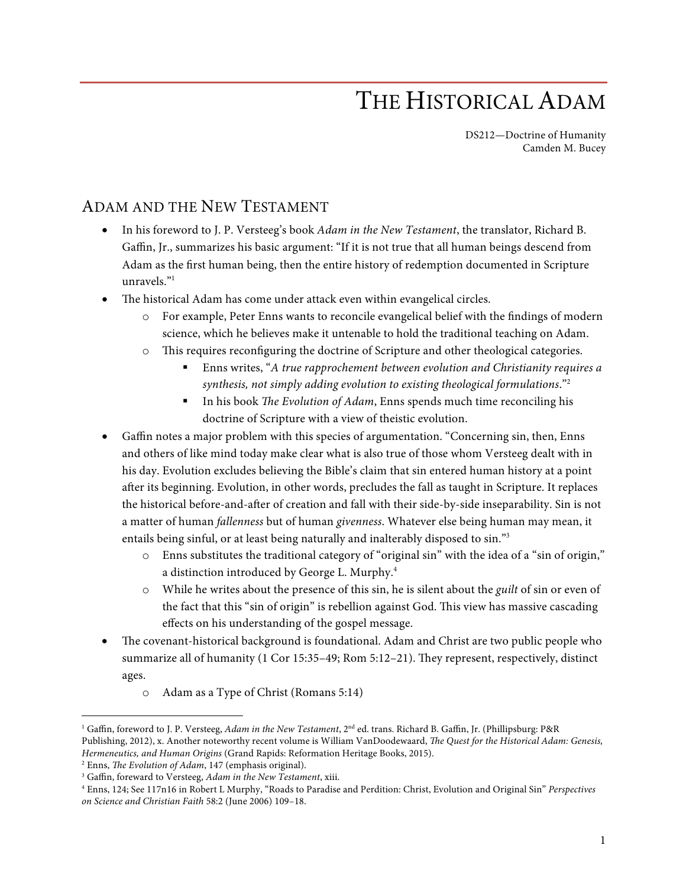# The Historical Adam

DS212—Doctrine of Humanity
Camden M. Bucey

## Adam and the New Testament

- In his foreword to J. P. Versteeg's book *Adam in the New Testament*, the translator, Richard B. Gaffin, Jr., summarizes his basic argument: "If it is not true that all human beings descend from Adam as the first human being, then the entire history of redemption documented in Scripture unravels."[1]
- The historical Adam has come under attack even within evangelical circles.
  - For example, Peter Enns wants to reconcile evangelical belief with the findings of modern science, which he believes make it untenable to hold the traditional teaching on Adam.
  - This requires reconfiguring the doctrine of Scripture and other theological categories.
    - Enns writes, "*A true rapprochement between evolution and Christianity requires a synthesis, not simply adding evolution to existing theological formulations*."[2]
    - In his book *The Evolution of Adam*, Enns spends much time reconciling his doctrine of Scripture with a view of theistic evolution.
- Gaffin notes a major problem with this species of argumentation. "Concerning sin, then, Enns and others of like mind today make clear what is also true of those whom Versteeg dealt with in his day. Evolution excludes believing the Bible's claim that sin entered human history at a point after its beginning. Evolution, in other words, precludes the fall as taught in Scripture. It replaces the historical before-and-after of creation and fall with their side-by-side inseparability. Sin is not a matter of human *fallenness* but of human *givenness*. Whatever else being human may mean, it entails being sinful, or at least being naturally and inalterably disposed to sin."[3]
  - Enns substitutes the traditional category of "original sin" with the idea of a "sin of origin," a distinction introduced by George L. Murphy.[4]
  - While he writes about the presence of this sin, he is silent about the *guilt* of sin or even of the fact that this "sin of origin" is rebellion against God. This view has massive cascading effects on his understanding of the gospel message.
- The covenant-historical background is foundational. Adam and Christ are two public people who summarize all of humanity (1 Cor 15:35–49; Rom 5:12–21). They represent, respectively, distinct ages.
  - Adam as a Type of Christ (Romans 5:14)

---

[1] Gaffin, foreword to J. P. Versteeg, *Adam in the New Testament*, 2nd ed. trans. Richard B. Gaffin, Jr. (Phillipsburg: P&R Publishing, 2012), x. Another noteworthy recent volume is William VanDoodewaard, *The Quest for the Historical Adam: Genesis, Hermeneutics, and Human Origins* (Grand Rapids: Reformation Heritage Books, 2015).

[2] Enns, *The Evolution of Adam*, 147 (emphasis original).

[3] Gaffin, foreward to Versteeg, *Adam in the New Testament*, xiii.

[4] Enns, 124; See 117n16 in Robert L Murphy, "Roads to Paradise and Perdition: Christ, Evolution and Original Sin" *Perspectives on Science and Christian Faith* 58:2 (June 2006) 109–18.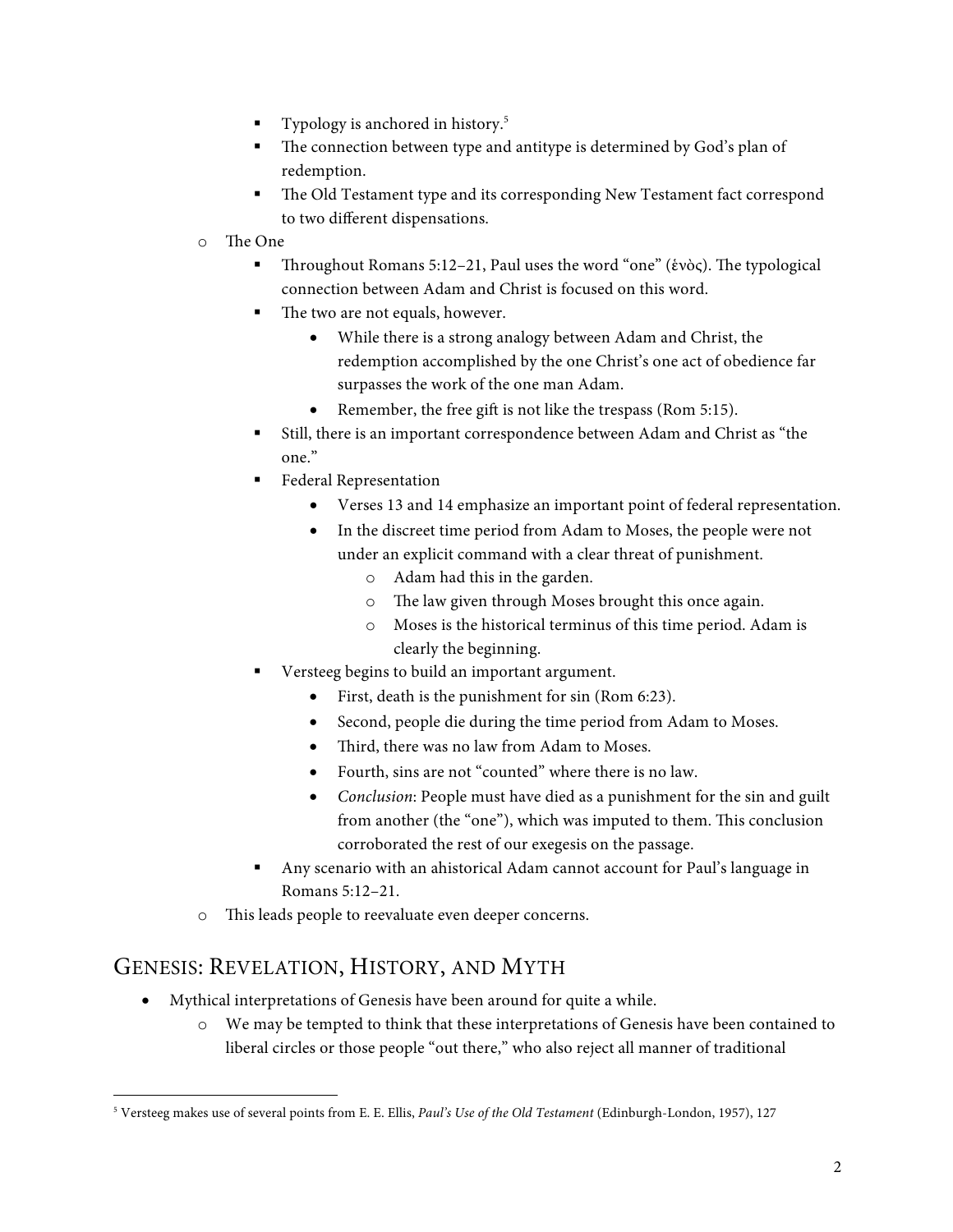- Typology is anchored in history.[5]
            - The connection between type and antitype is determined by God's plan of redemption.
            - The Old Testament type and its corresponding New Testament fact correspond to two different dispensations.
    - The One
        - Throughout Romans 5:12–21, Paul uses the word "one" (ἑνὸς). The typological connection between Adam and Christ is focused on this word.
        - The two are not equals, however.
            - While there is a strong analogy between Adam and Christ, the redemption accomplished by the one Christ's one act of obedience far surpasses the work of the one man Adam.
            - Remember, the free gift is not like the trespass (Rom 5:15).
        - Still, there is an important correspondence between Adam and Christ as "the one."
        - Federal Representation
            - Verses 13 and 14 emphasize an important point of federal representation.
            - In the discreet time period from Adam to Moses, the people were not under an explicit command with a clear threat of punishment.
                - Adam had this in the garden.
                - The law given through Moses brought this once again.
                - Moses is the historical terminus of this time period. Adam is clearly the beginning.
        - Versteeg begins to build an important argument.
            - First, death is the punishment for sin (Rom 6:23).
            - Second, people die during the time period from Adam to Moses.
            - Third, there was no law from Adam to Moses.
            - Fourth, sins are not "counted" where there is no law.
            - *Conclusion*: People must have died as a punishment for the sin and guilt from another (the "one"), which was imputed to them. This conclusion corroborated the rest of our exegesis on the passage.
        - Any scenario with an ahistorical Adam cannot account for Paul's language in Romans 5:12–21.
    - This leads people to reevaluate even deeper concerns.

## Genesis: Revelation, History, and Myth

- Mythical interpretations of Genesis have been around for quite a while.
    - We may be tempted to think that these interpretations of Genesis have been contained to liberal circles or those people "out there," who also reject all manner of traditional

[5] Versteeg makes use of several points from E. E. Ellis, *Paul's Use of the Old Testament* (Edinburgh-London, 1957), 127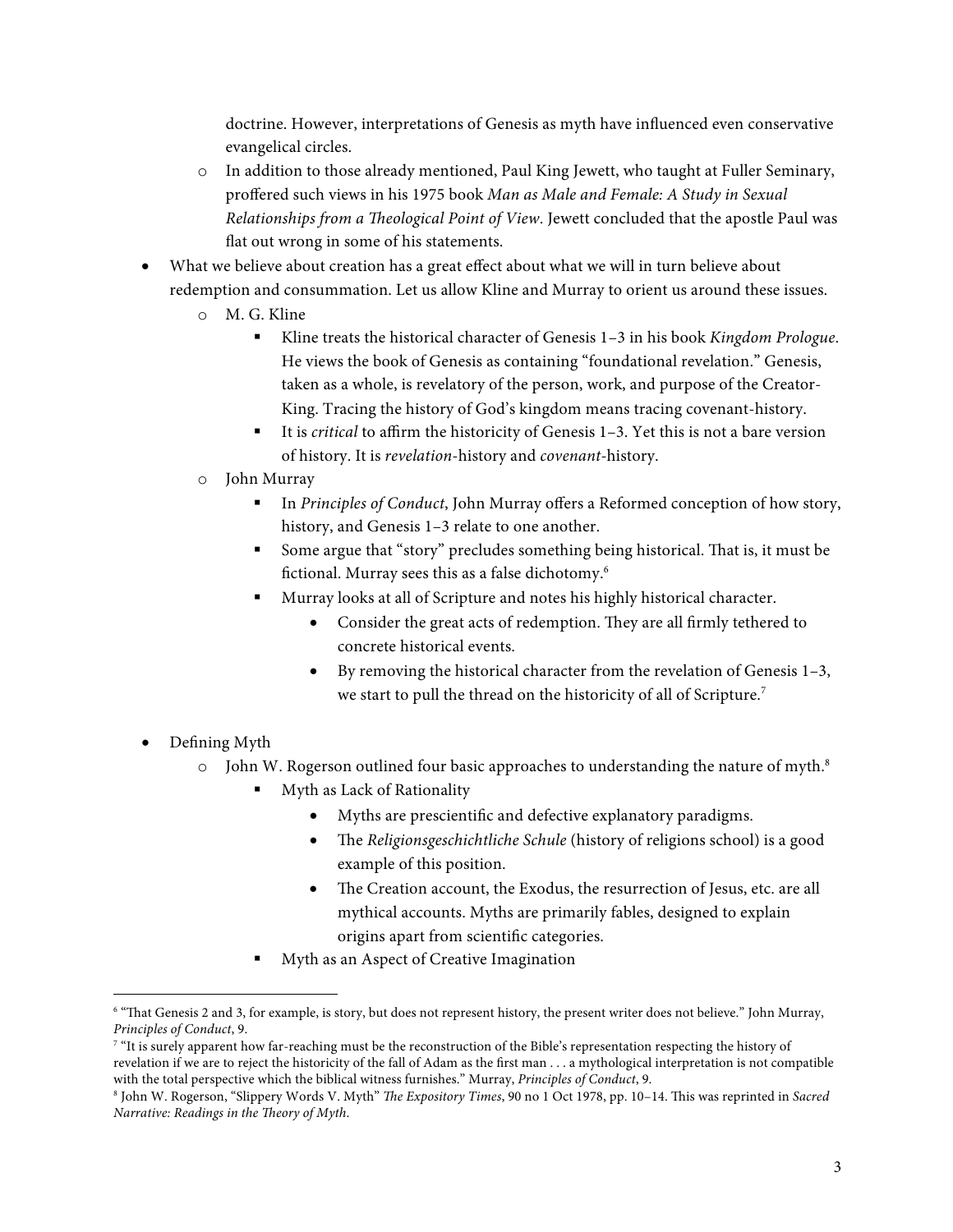doctrine. However, interpretations of Genesis as myth have influenced even conservative evangelical circles.

    - In addition to those already mentioned, Paul King Jewett, who taught at Fuller Seminary, proffered such views in his 1975 book *Man as Male and Female: A Study in Sexual Relationships from a Theological Point of View*. Jewett concluded that the apostle Paul was flat out wrong in some of his statements.

- What we believe about creation has a great effect about what we will in turn believe about redemption and consummation. Let us allow Kline and Murray to orient us around these issues.
    - M. G. Kline
        - Kline treats the historical character of Genesis 1–3 in his book *Kingdom Prologue*. He views the book of Genesis as containing "foundational revelation." Genesis, taken as a whole, is revelatory of the person, work, and purpose of the Creator-King. Tracing the history of God's kingdom means tracing covenant-history.
        - It is *critical* to affirm the historicity of Genesis 1–3. Yet this is not a bare version of history. It is *revelation*-history and *covenant*-history.
    - John Murray
        - In *Principles of Conduct*, John Murray offers a Reformed conception of how story, history, and Genesis 1–3 relate to one another.
        - Some argue that "story" precludes something being historical. That is, it must be fictional. Murray sees this as a false dichotomy.[6]
        - Murray looks at all of Scripture and notes his highly historical character.
            - Consider the great acts of redemption. They are all firmly tethered to concrete historical events.
            - By removing the historical character from the revelation of Genesis 1–3, we start to pull the thread on the historicity of all of Scripture.[7]

- Defining Myth
    - John W. Rogerson outlined four basic approaches to understanding the nature of myth.[8]
        - Myth as Lack of Rationality
            - Myths are prescientific and defective explanatory paradigms.
            - The *Religionsgeschichtliche Schule* (history of religions school) is a good example of this position.
            - The Creation account, the Exodus, the resurrection of Jesus, etc. are all mythical accounts. Myths are primarily fables, designed to explain origins apart from scientific categories.
        - Myth as an Aspect of Creative Imagination

---

[6] "That Genesis 2 and 3, for example, is story, but does not represent history, the present writer does not believe." John Murray, *Principles of Conduct*, 9.

[7] "It is surely apparent how far-reaching must be the reconstruction of the Bible's representation respecting the history of revelation if we are to reject the historicity of the fall of Adam as the first man . . . a mythological interpretation is not compatible with the total perspective which the biblical witness furnishes." Murray, *Principles of Conduct*, 9.

[8] John W. Rogerson, "Slippery Words V. Myth" *The Expository Times*, 90 no 1 Oct 1978, pp. 10–14. This was reprinted in *Sacred Narrative: Readings in the Theory of Myth*.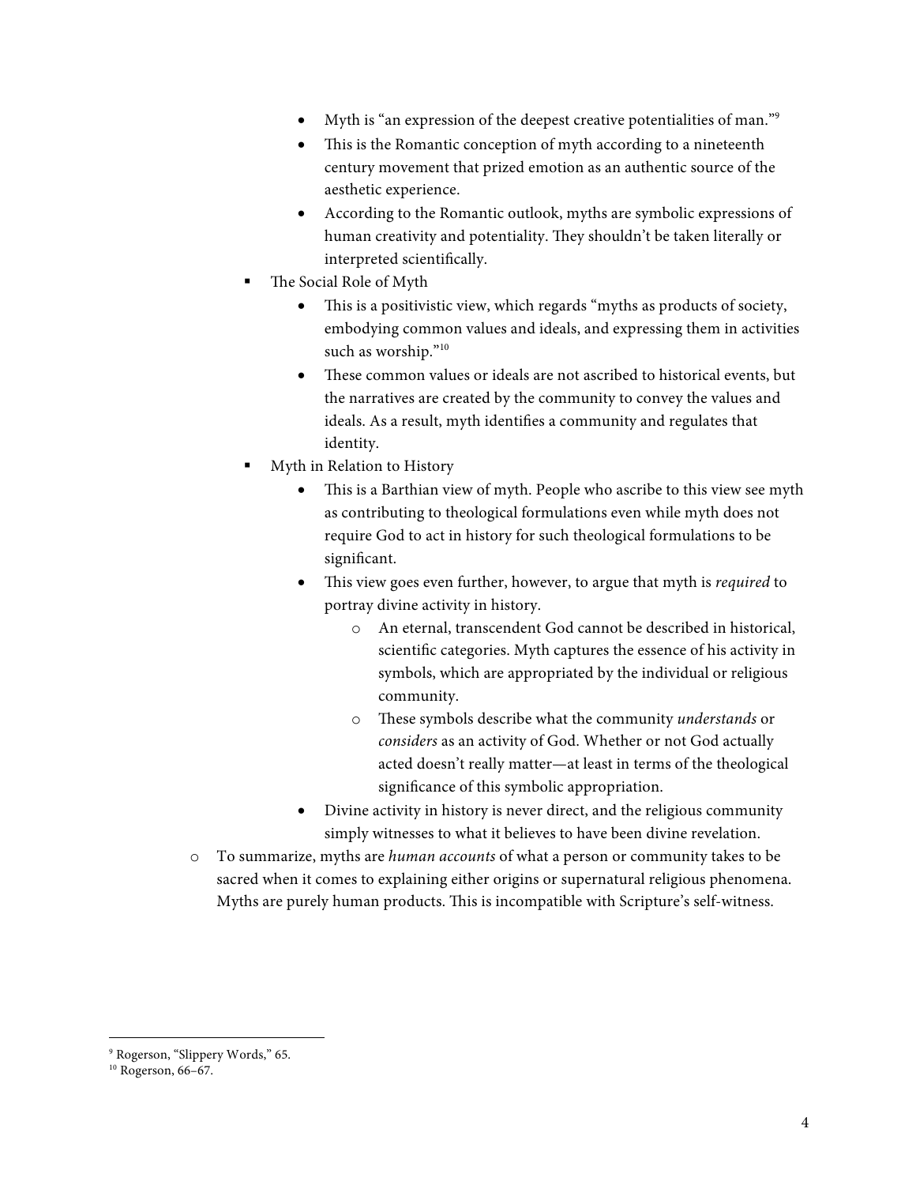- Myth is "an expression of the deepest creative potentialities of man."[9]
- This is the Romantic conception of myth according to a nineteenth century movement that prized emotion as an authentic source of the aesthetic experience.
- According to the Romantic outlook, myths are symbolic expressions of human creativity and potentiality. They shouldn't be taken literally or interpreted scientifically.

- The Social Role of Myth
  - This is a positivistic view, which regards "myths as products of society, embodying common values and ideals, and expressing them in activities such as worship."[10]
  - These common values or ideals are not ascribed to historical events, but the narratives are created by the community to convey the values and ideals. As a result, myth identifies a community and regulates that identity.
- Myth in Relation to History
  - This is a Barthian view of myth. People who ascribe to this view see myth as contributing to theological formulations even while myth does not require God to act in history for such theological formulations to be significant.
  - This view goes even further, however, to argue that myth is *required* to portray divine activity in history.
    - An eternal, transcendent God cannot be described in historical, scientific categories. Myth captures the essence of his activity in symbols, which are appropriated by the individual or religious community.
    - These symbols describe what the community *understands* or *considers* as an activity of God. Whether or not God actually acted doesn't really matter—at least in terms of the theological significance of this symbolic appropriation.
  - Divine activity in history is never direct, and the religious community simply witnesses to what it believes to have been divine revelation.

- To summarize, myths are *human accounts* of what a person or community takes to be sacred when it comes to explaining either origins or supernatural religious phenomena. Myths are purely human products. This is incompatible with Scripture's self-witness.

---

[9] Rogerson, "Slippery Words," 65.

[10] Rogerson, 66–67.